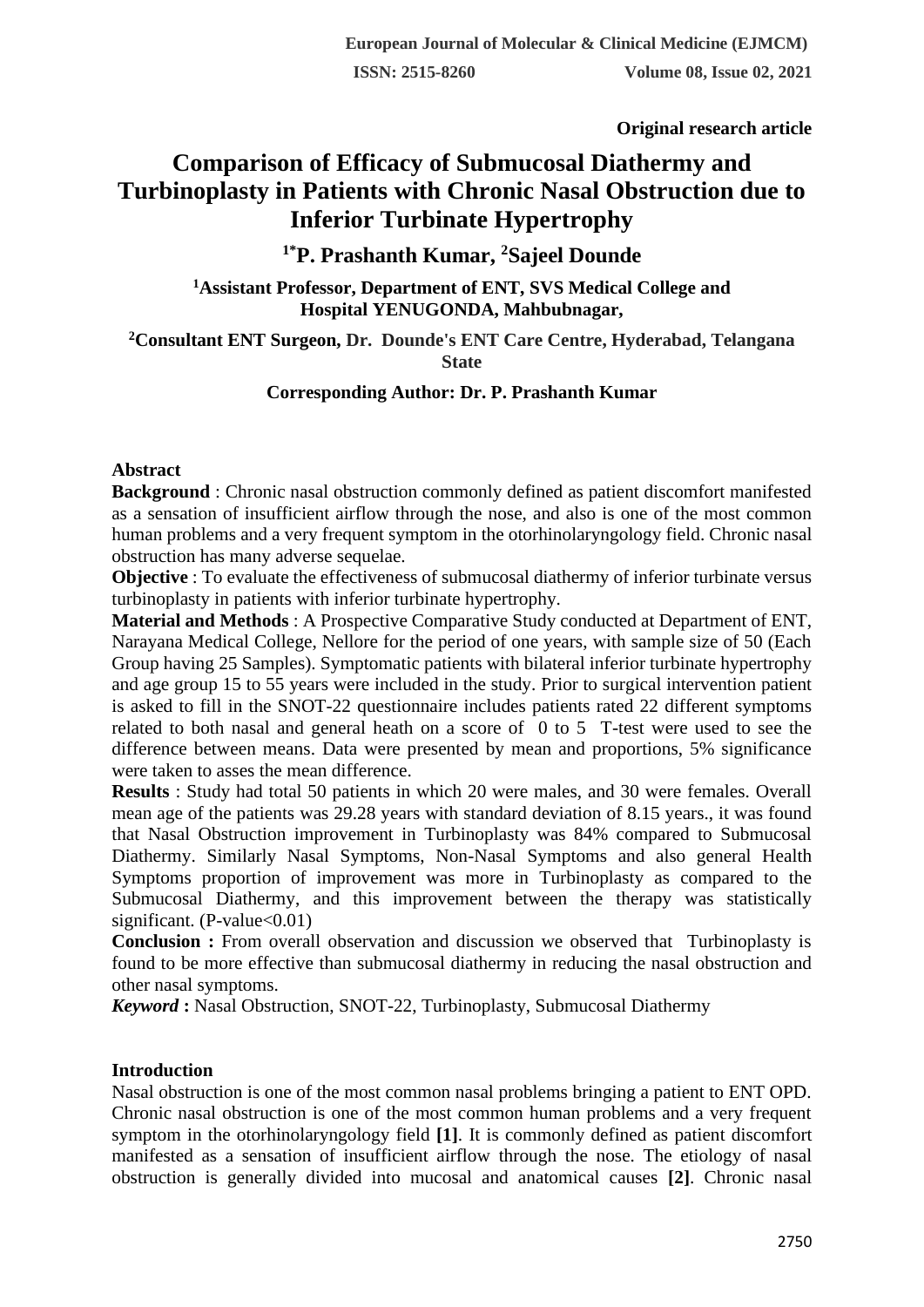**Original research article**

# Comparison of Efficacy of Submucosal Diathermy and Turbinoplasty in Patients with Chronic Nasal Obstruction due to Inferior Turbinate Hypertrophy

**[1*]P. Prashanth Kumar, [2]Sajeel Dounde**

**[1]Assistant Professor, Department of ENT, SVS Medical College and Hospital YENUGONDA, Mahbubnagar,**

**[2]Consultant ENT Surgeon, Dr. Dounde's ENT Care Centre, Hyderabad, Telangana State**

**Corresponding Author: Dr. P. Prashanth Kumar**

## Abstract

**Background** : Chronic nasal obstruction commonly defined as patient discomfort manifested as a sensation of insufficient airflow through the nose, and also is one of the most common human problems and a very frequent symptom in the otorhinolaryngology field. Chronic nasal obstruction has many adverse sequelae.

**Objective** : To evaluate the effectiveness of submucosal diathermy of inferior turbinate versus turbinoplasty in patients with inferior turbinate hypertrophy.

**Material and Methods** : A Prospective Comparative Study conducted at Department of ENT, Narayana Medical College, Nellore for the period of one years, with sample size of 50 (Each Group having 25 Samples). Symptomatic patients with bilateral inferior turbinate hypertrophy and age group 15 to 55 years were included in the study. Prior to surgical intervention patient is asked to fill in the SNOT-22 questionnaire includes patients rated 22 different symptoms related to both nasal and general heath on a score of 0 to 5 T-test were used to see the difference between means. Data were presented by mean and proportions, 5% significance were taken to asses the mean difference.

**Results** : Study had total 50 patients in which 20 were males, and 30 were females. Overall mean age of the patients was 29.28 years with standard deviation of 8.15 years., it was found that Nasal Obstruction improvement in Turbinoplasty was 84% compared to Submucosal Diathermy. Similarly Nasal Symptoms, Non-Nasal Symptoms and also general Health Symptoms proportion of improvement was more in Turbinoplasty as compared to the Submucosal Diathermy, and this improvement between the therapy was statistically significant. (P-value<0.01)

**Conclusion :** From overall observation and discussion we observed that Turbinoplasty is found to be more effective than submucosal diathermy in reducing the nasal obstruction and other nasal symptoms.

***Keyword* :** Nasal Obstruction, SNOT-22, Turbinoplasty, Submucosal Diathermy

## Introduction

Nasal obstruction is one of the most common nasal problems bringing a patient to ENT OPD. Chronic nasal obstruction is one of the most common human problems and a very frequent symptom in the otorhinolaryngology field **[1]**. It is commonly defined as patient discomfort manifested as a sensation of insufficient airflow through the nose. The etiology of nasal obstruction is generally divided into mucosal and anatomical causes **[2]**. Chronic nasal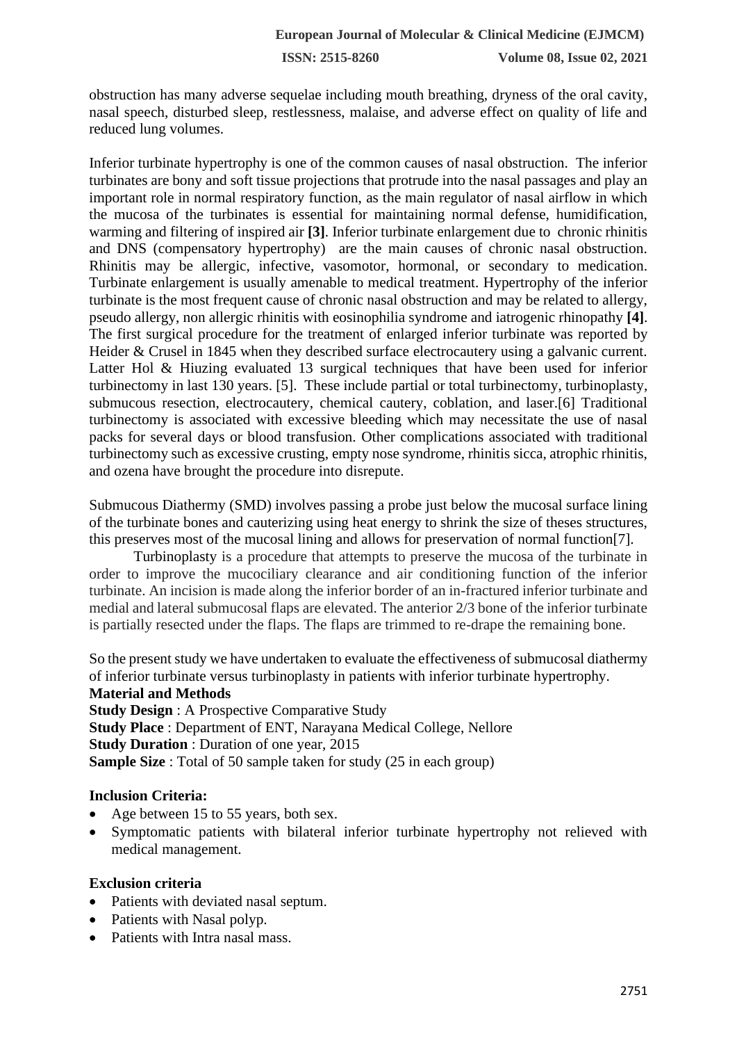obstruction has many adverse sequelae including mouth breathing, dryness of the oral cavity, nasal speech, disturbed sleep, restlessness, malaise, and adverse effect on quality of life and reduced lung volumes.

Inferior turbinate hypertrophy is one of the common causes of nasal obstruction. The inferior turbinates are bony and soft tissue projections that protrude into the nasal passages and play an important role in normal respiratory function, as the main regulator of nasal airflow in which the mucosa of the turbinates is essential for maintaining normal defense, humidification, warming and filtering of inspired air **[3]**. Inferior turbinate enlargement due to chronic rhinitis and DNS (compensatory hypertrophy) are the main causes of chronic nasal obstruction. Rhinitis may be allergic, infective, vasomotor, hormonal, or secondary to medication. Turbinate enlargement is usually amenable to medical treatment. Hypertrophy of the inferior turbinate is the most frequent cause of chronic nasal obstruction and may be related to allergy, pseudo allergy, non allergic rhinitis with eosinophilia syndrome and iatrogenic rhinopathy **[4]**. The first surgical procedure for the treatment of enlarged inferior turbinate was reported by Heider & Crusel in 1845 when they described surface electrocautery using a galvanic current. Latter Hol & Hiuzing evaluated 13 surgical techniques that have been used for inferior turbinectomy in last 130 years. [5]. These include partial or total turbinectomy, turbinoplasty, submucous resection, electrocautery, chemical cautery, coblation, and laser.[6] Traditional turbinectomy is associated with excessive bleeding which may necessitate the use of nasal packs for several days or blood transfusion. Other complications associated with traditional turbinectomy such as excessive crusting, empty nose syndrome, rhinitis sicca, atrophic rhinitis, and ozena have brought the procedure into disrepute.

Submucous Diathermy (SMD) involves passing a probe just below the mucosal surface lining of the turbinate bones and cauterizing using heat energy to shrink the size of theses structures, this preserves most of the mucosal lining and allows for preservation of normal function[7].

Turbinoplasty is a procedure that attempts to preserve the mucosa of the turbinate in order to improve the mucociliary clearance and air conditioning function of the inferior turbinate. An incision is made along the inferior border of an in-fractured inferior turbinate and medial and lateral submucosal flaps are elevated. The anterior 2/3 bone of the inferior turbinate is partially resected under the flaps. The flaps are trimmed to re-drape the remaining bone.

So the present study we have undertaken to evaluate the effectiveness of submucosal diathermy of inferior turbinate versus turbinoplasty in patients with inferior turbinate hypertrophy.

## Material and Methods

**Study Design** : A Prospective Comparative Study
**Study Place** : Department of ENT, Narayana Medical College, Nellore
**Study Duration** : Duration of one year, 2015
**Sample Size** : Total of 50 sample taken for study (25 in each group)

**Inclusion Criteria:**

- Age between 15 to 55 years, both sex.
- Symptomatic patients with bilateral inferior turbinate hypertrophy not relieved with medical management.

**Exclusion criteria**

- Patients with deviated nasal septum.
- Patients with Nasal polyp.
- Patients with Intra nasal mass.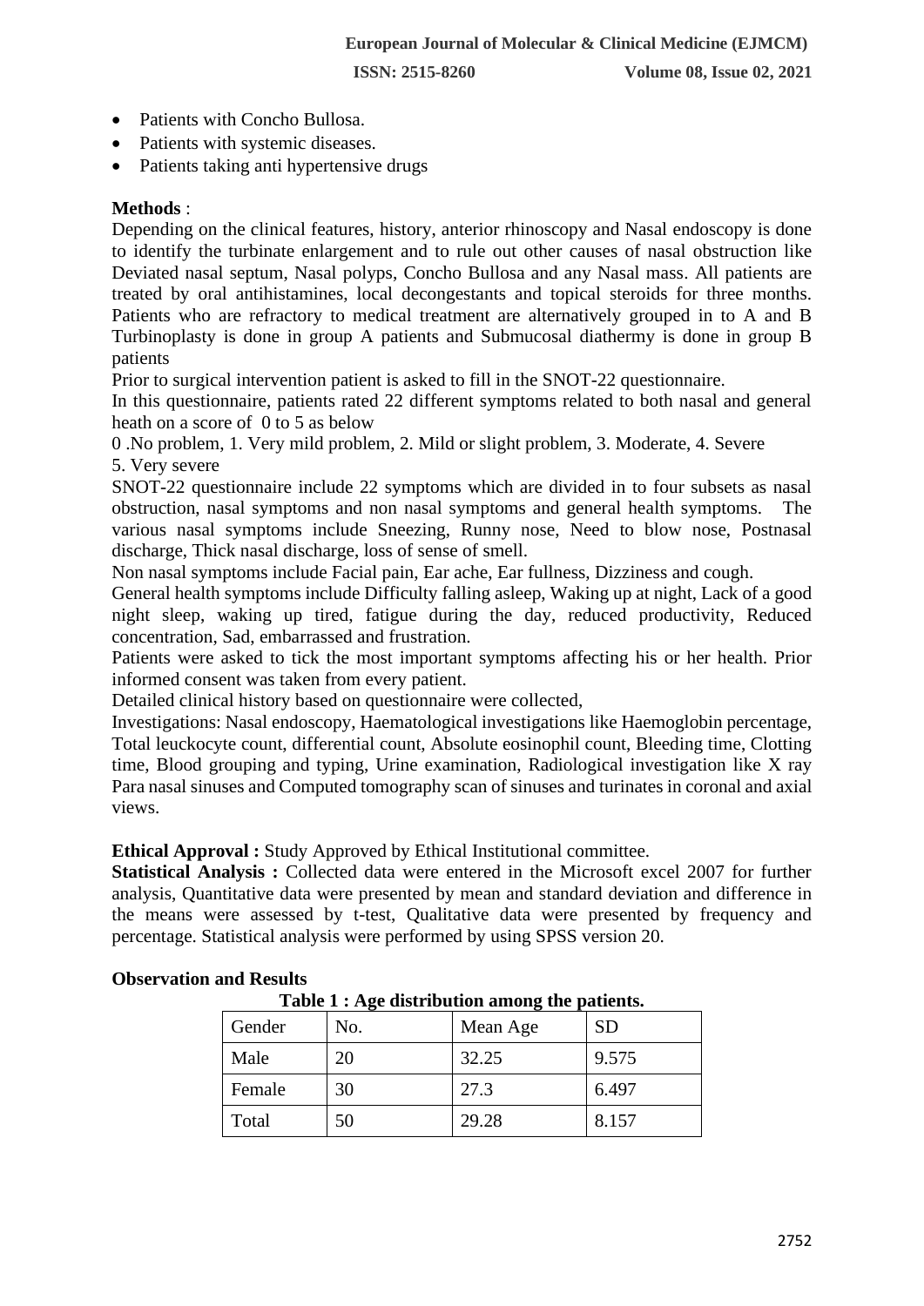- Patients with Concho Bullosa.
- Patients with systemic diseases.
- Patients taking anti hypertensive drugs

**Methods** :

Depending on the clinical features, history, anterior rhinoscopy and Nasal endoscopy is done to identify the turbinate enlargement and to rule out other causes of nasal obstruction like Deviated nasal septum, Nasal polyps, Concho Bullosa and any Nasal mass. All patients are treated by oral antihistamines, local decongestants and topical steroids for three months. Patients who are refractory to medical treatment are alternatively grouped in to A and B Turbinoplasty is done in group A patients and Submucosal diathermy is done in group B patients

Prior to surgical intervention patient is asked to fill in the SNOT-22 questionnaire.

In this questionnaire, patients rated 22 different symptoms related to both nasal and general heath on a score of 0 to 5 as below

0 .No problem, 1. Very mild problem, 2. Mild or slight problem, 3. Moderate, 4. Severe 5. Very severe

SNOT-22 questionnaire include 22 symptoms which are divided in to four subsets as nasal obstruction, nasal symptoms and non nasal symptoms and general health symptoms. The various nasal symptoms include Sneezing, Runny nose, Need to blow nose, Postnasal discharge, Thick nasal discharge, loss of sense of smell.

Non nasal symptoms include Facial pain, Ear ache, Ear fullness, Dizziness and cough.

General health symptoms include Difficulty falling asleep, Waking up at night, Lack of a good night sleep, waking up tired, fatigue during the day, reduced productivity, Reduced concentration, Sad, embarrassed and frustration.

Patients were asked to tick the most important symptoms affecting his or her health. Prior informed consent was taken from every patient.

Detailed clinical history based on questionnaire were collected,

Investigations: Nasal endoscopy, Haematological investigations like Haemoglobin percentage, Total leuckocyte count, differential count, Absolute eosinophil count, Bleeding time, Clotting time, Blood grouping and typing, Urine examination, Radiological investigation like X ray Para nasal sinuses and Computed tomography scan of sinuses and turinates in coronal and axial views.

**Ethical Approval :** Study Approved by Ethical Institutional committee.

**Statistical Analysis :** Collected data were entered in the Microsoft excel 2007 for further analysis, Quantitative data were presented by mean and standard deviation and difference in the means were assessed by t-test, Qualitative data were presented by frequency and percentage. Statistical analysis were performed by using SPSS version 20.

**Observation and Results**

**Table 1 : Age distribution among the patients.**

| Gender | No. | Mean Age | SD |
|---|---|---|---|
| Male | 20 | 32.25 | 9.575 |
| Female | 30 | 27.3 | 6.497 |
| Total | 50 | 29.28 | 8.157 |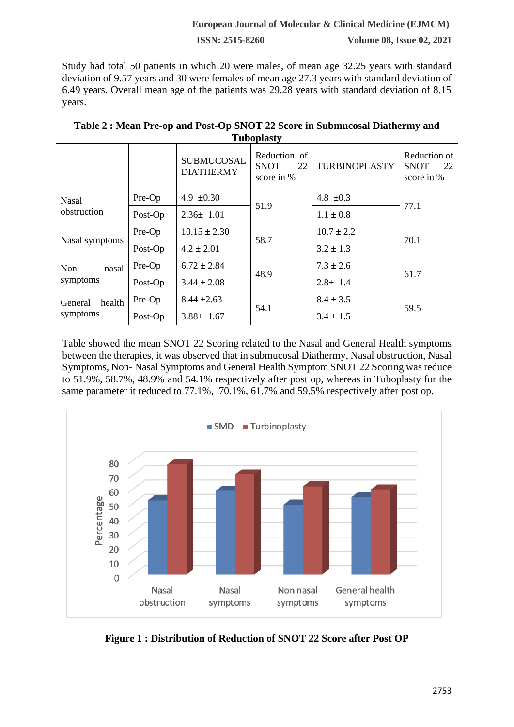Study had total 50 patients in which 20 were males, of mean age 32.25 years with standard deviation of 9.57 years and 30 were females of mean age 27.3 years with standard deviation of 6.49 years. Overall mean age of the patients was 29.28 years with standard deviation of 8.15 years.

**Table 2 : Mean Pre-op and Post-Op SNOT 22 Score in Submucosal Diathermy and Tuboplasty**

| | | SUBMUCOSAL DIATHERMY | Reduction of SNOT 22 score in % | TURBINOPLASTY | Reduction of SNOT 22 score in % |
|---|---|---|---|---|---|
| Nasal obstruction | Pre-Op | 4.9 ±0.30 | 51.9 | 4.8 ±0.3 | 77.1 |
| | Post-Op | 2.36± 1.01 | | 1.1 ± 0.8 | |
| Nasal symptoms | Pre-Op | 10.15 ± 2.30 | 58.7 | 10.7 ± 2.2 | 70.1 |
| | Post-Op | 4.2 ± 2.01 | | 3.2 ± 1.3 | |
| Non nasal symptoms | Pre-Op | 6.72 ± 2.84 | 48.9 | 7.3 ± 2.6 | 61.7 |
| | Post-Op | 3.44 ± 2.08 | | 2.8± 1.4 | |
| General health symptoms | Pre-Op | 8.44 ±2.63 | 54.1 | 8.4 ± 3.5 | 59.5 |
| | Post-Op | 3.88± 1.67 | | 3.4 ± 1.5 | |

Table showed the mean SNOT 22 Scoring related to the Nasal and General Health symptoms between the therapies, it was observed that in submucosal Diathermy, Nasal obstruction, Nasal Symptoms, Non- Nasal Symptoms and General Health Symptom SNOT 22 Scoring was reduce to 51.9%, 58.7%, 48.9% and 54.1% respectively after post op, whereas in Tuboplasty for the same parameter it reduced to 77.1%, 70.1%, 61.7% and 59.5% respectively after post op.

**Figure 1 : Distribution of Reduction of SNOT 22 Score after Post OP**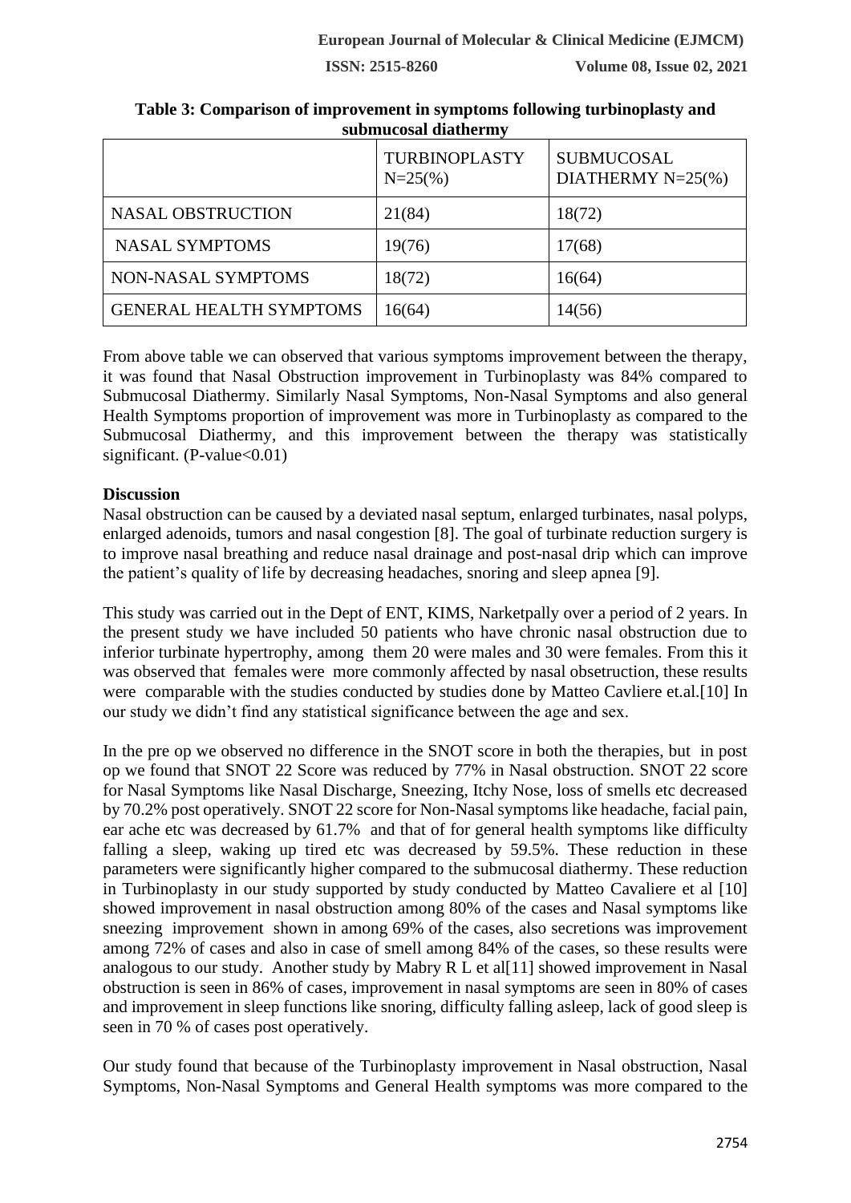**Table 3: Comparison of improvement in symptoms following turbinoplasty and submucosal diathermy**

| | TURBINOPLASTY N=25(%) | SUBMUCOSAL DIATHERMY N=25(%) |
|---|---|---|
| NASAL OBSTRUCTION | 21(84) | 18(72) |
| NASAL SYMPTOMS | 19(76) | 17(68) |
| NON-NASAL SYMPTOMS | 18(72) | 16(64) |
| GENERAL HEALTH SYMPTOMS | 16(64) | 14(56) |

From above table we can observed that various symptoms improvement between the therapy, it was found that Nasal Obstruction improvement in Turbinoplasty was 84% compared to Submucosal Diathermy. Similarly Nasal Symptoms, Non-Nasal Symptoms and also general Health Symptoms proportion of improvement was more in Turbinoplasty as compared to the Submucosal Diathermy, and this improvement between the therapy was statistically significant. (P-value<0.01)

**Discussion**

Nasal obstruction can be caused by a deviated nasal septum, enlarged turbinates, nasal polyps, enlarged adenoids, tumors and nasal congestion [8]. The goal of turbinate reduction surgery is to improve nasal breathing and reduce nasal drainage and post-nasal drip which can improve the patient's quality of life by decreasing headaches, snoring and sleep apnea [9].

This study was carried out in the Dept of ENT, KIMS, Narketpally over a period of 2 years. In the present study we have included 50 patients who have chronic nasal obstruction due to inferior turbinate hypertrophy, among them 20 were males and 30 were females. From this it was observed that females were more commonly affected by nasal obsetruction, these results were comparable with the studies conducted by studies done by Matteo Cavliere et.al.[10] In our study we didn't find any statistical significance between the age and sex.

In the pre op we observed no difference in the SNOT score in both the therapies, but in post op we found that SNOT 22 Score was reduced by 77% in Nasal obstruction. SNOT 22 score for Nasal Symptoms like Nasal Discharge, Sneezing, Itchy Nose, loss of smells etc decreased by 70.2% post operatively. SNOT 22 score for Non-Nasal symptoms like headache, facial pain, ear ache etc was decreased by 61.7% and that of for general health symptoms like difficulty falling a sleep, waking up tired etc was decreased by 59.5%. These reduction in these parameters were significantly higher compared to the submucosal diathermy. These reduction in Turbinoplasty in our study supported by study conducted by Matteo Cavaliere et al [10] showed improvement in nasal obstruction among 80% of the cases and Nasal symptoms like sneezing improvement shown in among 69% of the cases, also secretions was improvement among 72% of cases and also in case of smell among 84% of the cases, so these results were analogous to our study. Another study by Mabry R L et al[11] showed improvement in Nasal obstruction is seen in 86% of cases, improvement in nasal symptoms are seen in 80% of cases and improvement in sleep functions like snoring, difficulty falling asleep, lack of good sleep is seen in 70 % of cases post operatively.

Our study found that because of the Turbinoplasty improvement in Nasal obstruction, Nasal Symptoms, Non-Nasal Symptoms and General Health symptoms was more compared to the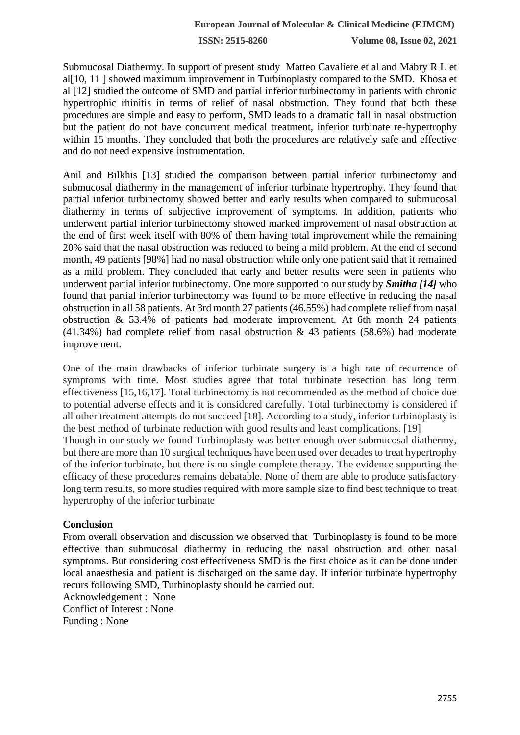Submucosal Diathermy. In support of present study Matteo Cavaliere et al and Mabry R L et al[10, 11 ] showed maximum improvement in Turbinoplasty compared to the SMD. Khosa et al [12] studied the outcome of SMD and partial inferior turbinectomy in patients with chronic hypertrophic rhinitis in terms of relief of nasal obstruction. They found that both these procedures are simple and easy to perform, SMD leads to a dramatic fall in nasal obstruction but the patient do not have concurrent medical treatment, inferior turbinate re-hypertrophy within 15 months. They concluded that both the procedures are relatively safe and effective and do not need expensive instrumentation.

Anil and Bilkhis [13] studied the comparison between partial inferior turbinectomy and submucosal diathermy in the management of inferior turbinate hypertrophy. They found that partial inferior turbinectomy showed better and early results when compared to submucosal diathermy in terms of subjective improvement of symptoms. In addition, patients who underwent partial inferior turbinectomy showed marked improvement of nasal obstruction at the end of first week itself with 80% of them having total improvement while the remaining 20% said that the nasal obstruction was reduced to being a mild problem. At the end of second month, 49 patients [98%] had no nasal obstruction while only one patient said that it remained as a mild problem. They concluded that early and better results were seen in patients who underwent partial inferior turbinectomy. One more supported to our study by ***Smitha [14]*** who found that partial inferior turbinectomy was found to be more effective in reducing the nasal obstruction in all 58 patients. At 3rd month 27 patients (46.55%) had complete relief from nasal obstruction & 53.4% of patients had moderate improvement. At 6th month 24 patients (41.34%) had complete relief from nasal obstruction & 43 patients (58.6%) had moderate improvement.

One of the main drawbacks of inferior turbinate surgery is a high rate of recurrence of symptoms with time. Most studies agree that total turbinate resection has long term effectiveness [15,16,17]. Total turbinectomy is not recommended as the method of choice due to potential adverse effects and it is considered carefully. Total turbinectomy is considered if all other treatment attempts do not succeed [18]. According to a study, inferior turbinoplasty is the best method of turbinate reduction with good results and least complications. [19]

Though in our study we found Turbinoplasty was better enough over submucosal diathermy, but there are more than 10 surgical techniques have been used over decades to treat hypertrophy of the inferior turbinate, but there is no single complete therapy. The evidence supporting the efficacy of these procedures remains debatable. None of them are able to produce satisfactory long term results, so more studies required with more sample size to find best technique to treat hypertrophy of the inferior turbinate

**Conclusion**

From overall observation and discussion we observed that Turbinoplasty is found to be more effective than submucosal diathermy in reducing the nasal obstruction and other nasal symptoms. But considering cost effectiveness SMD is the first choice as it can be done under local anaesthesia and patient is discharged on the same day. If inferior turbinate hypertrophy recurs following SMD, Turbinoplasty should be carried out.

Acknowledgement : None

Conflict of Interest : None

Funding : None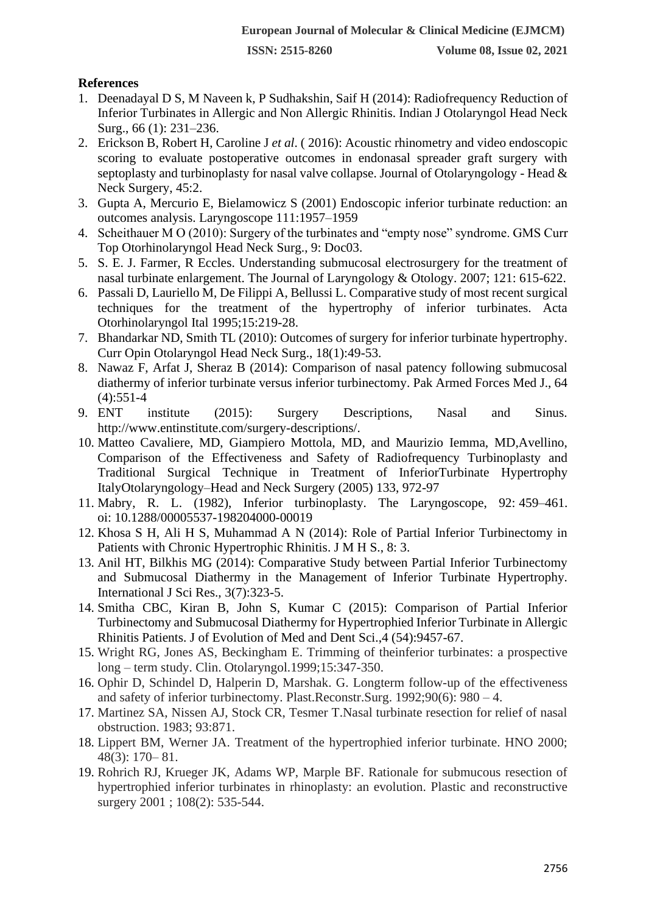## References

1. Deenadayal D S, M Naveen k, P Sudhakshin, Saif H (2014): Radiofrequency Reduction of Inferior Turbinates in Allergic and Non Allergic Rhinitis. Indian J Otolaryngol Head Neck Surg., 66 (1): 231–236.
2. Erickson B, Robert H, Caroline J *et al*. ( 2016): Acoustic rhinometry and video endoscopic scoring to evaluate postoperative outcomes in endonasal spreader graft surgery with septoplasty and turbinoplasty for nasal valve collapse. Journal of Otolaryngology - Head & Neck Surgery, 45:2.
3. Gupta A, Mercurio E, Bielamowicz S (2001) Endoscopic inferior turbinate reduction: an outcomes analysis. Laryngoscope 111:1957–1959
4. Scheithauer M O (2010): Surgery of the turbinates and "empty nose" syndrome. GMS Curr Top Otorhinolaryngol Head Neck Surg., 9: Doc03.
5. S. E. J. Farmer, R Eccles. Understanding submucosal electrosurgery for the treatment of nasal turbinate enlargement. The Journal of Laryngology & Otology. 2007; 121: 615-622.
6. Passali D, Lauriello M, De Filippi A, Bellussi L. Comparative study of most recent surgical techniques for the treatment of the hypertrophy of inferior turbinates. Acta Otorhinolaryngol Ital 1995;15:219-28.
7. Bhandarkar ND, Smith TL (2010): Outcomes of surgery for inferior turbinate hypertrophy. Curr Opin Otolaryngol Head Neck Surg., 18(1):49-53.
8. Nawaz F, Arfat J, Sheraz B (2014): Comparison of nasal patency following submucosal diathermy of inferior turbinate versus inferior turbinectomy. Pak Armed Forces Med J., 64 (4):551-4
9. ENT institute (2015): Surgery Descriptions, Nasal and Sinus. http://www.entinstitute.com/surgery-descriptions/.
10. Matteo Cavaliere, MD, Giampiero Mottola, MD, and Maurizio Iemma, MD,Avellino, Comparison of the Effectiveness and Safety of Radiofrequency Turbinoplasty and Traditional Surgical Technique in Treatment of InferiorTurbinate Hypertrophy ItalyOtolaryngology–Head and Neck Surgery (2005) 133, 972-97
11. Mabry, R. L. (1982), Inferior turbinoplasty. The Laryngoscope, 92: 459–461. oi: 10.1288/00005537-198204000-00019
12. Khosa S H, Ali H S, Muhammad A N (2014): Role of Partial Inferior Turbinectomy in Patients with Chronic Hypertrophic Rhinitis. J M H S., 8: 3.
13. Anil HT, Bilkhis MG (2014): Comparative Study between Partial Inferior Turbinectomy and Submucosal Diathermy in the Management of Inferior Turbinate Hypertrophy. International J Sci Res., 3(7):323-5.
14. Smitha CBC, Kiran B, John S, Kumar C (2015): Comparison of Partial Inferior Turbinectomy and Submucosal Diathermy for Hypertrophied Inferior Turbinate in Allergic Rhinitis Patients. J of Evolution of Med and Dent Sci.,4 (54):9457-67.
15. Wright RG, Jones AS, Beckingham E. Trimming of theinferior turbinates: a prospective long – term study. Clin. Otolaryngol.1999;15:347-350.
16. Ophir D, Schindel D, Halperin D, Marshak. G. Longterm follow-up of the effectiveness and safety of inferior turbinectomy. Plast.Reconstr.Surg. 1992;90(6): 980 – 4.
17. Martinez SA, Nissen AJ, Stock CR, Tesmer T.Nasal turbinate resection for relief of nasal obstruction. 1983; 93:871.
18. Lippert BM, Werner JA. Treatment of the hypertrophied inferior turbinate. HNO 2000; 48(3): 170– 81.
19. Rohrich RJ, Krueger JK, Adams WP, Marple BF. Rationale for submucous resection of hypertrophied inferior turbinates in rhinoplasty: an evolution. Plastic and reconstructive surgery 2001 ; 108(2): 535-544.